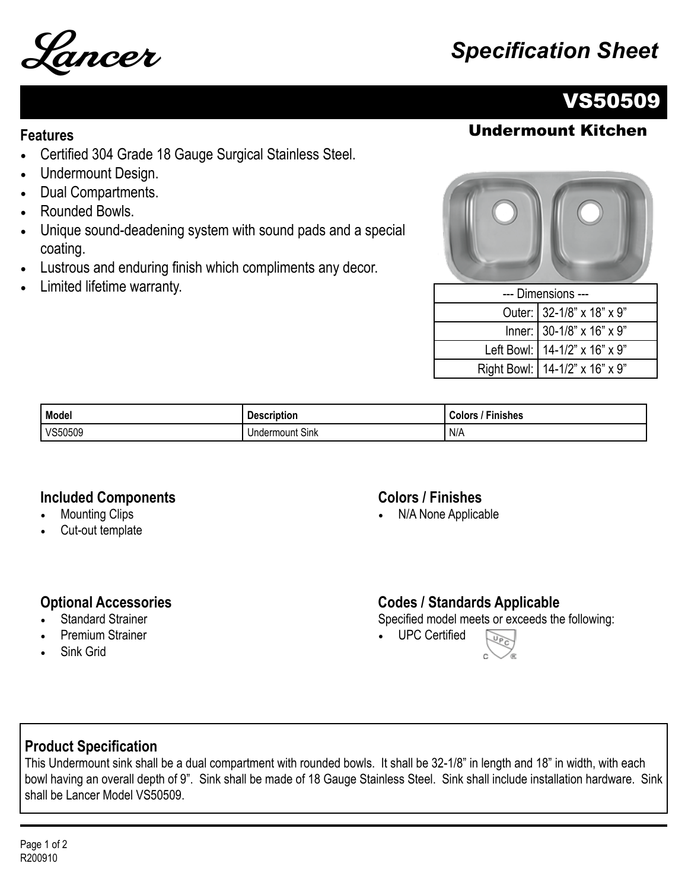Lancer

# Specification Sheet

## VS50509

### Undermount Kitchen

### Features

- Certified 304 Grade 18 Gauge Surgical Stainless Steel.
- Undermount Design.
- Dual Compartments.
- Rounded Bowls.
- Unique sound-deadening system with sound pads and a special coating.
- Lustrous and enduring finish which compliments any decor.
- Limited lifetime warranty.

| --- Dimensions --- | |
|---|---|
| Outer: | 32-1/8" x 18" x 9" |
| Inner: | 30-1/8" x 16" x 9" |
| Left Bowl: | 14-1/2" x 16" x 9" |
| Right Bowl: | 14-1/2" x 16" x 9" |

| Model | Description | Colors / Finishes |
|---|---|---|
| VS50509 | Undermount Sink | N/A |

### Included Components

- Mounting Clips
- Cut-out template

### Colors / Finishes

- N/A None Applicable

### Optional Accessories

- Standard Strainer
- Premium Strainer
- Sink Grid

### Codes / Standards Applicable

Specified model meets or exceeds the following:

- UPC Certified

### Product Specification

This Undermount sink shall be a dual compartment with rounded bowls. It shall be 32-1/8" in length and 18" in width, with each bowl having an overall depth of 9". Sink shall be made of 18 Gauge Stainless Steel. Sink shall include installation hardware. Sink shall be Lancer Model VS50509.

R200910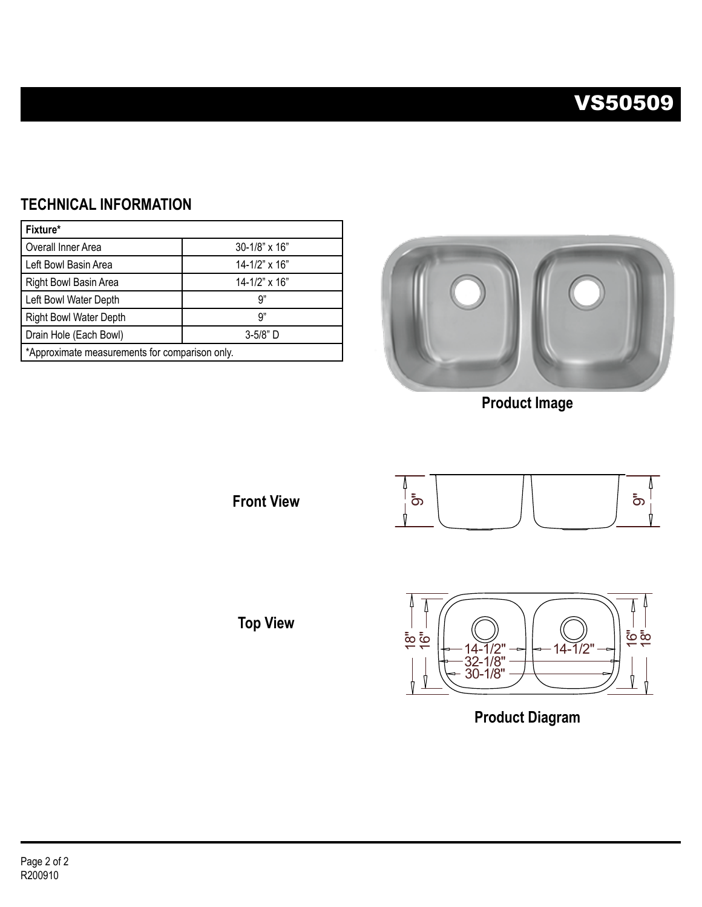# VS50509

## TECHNICAL INFORMATION

| Fixture* | |
|---|---|
| Overall Inner Area | 30-1/8" x 16" |
| Left Bowl Basin Area | 14-1/2" x 16" |
| Right Bowl Basin Area | 14-1/2" x 16" |
| Left Bowl Water Depth | 9" |
| Right Bowl Water Depth | 9" |
| Drain Hole (Each Bowl) | 3-5/8" D |
| *Approximate measurements for comparison only. | |

**Product Image**

**Front View**

9"

9"

**Top View**

18"
16"
14-1/2"
14-1/2"
32-1/8"
30-1/8"
16"
18"

**Product Diagram**

R200910